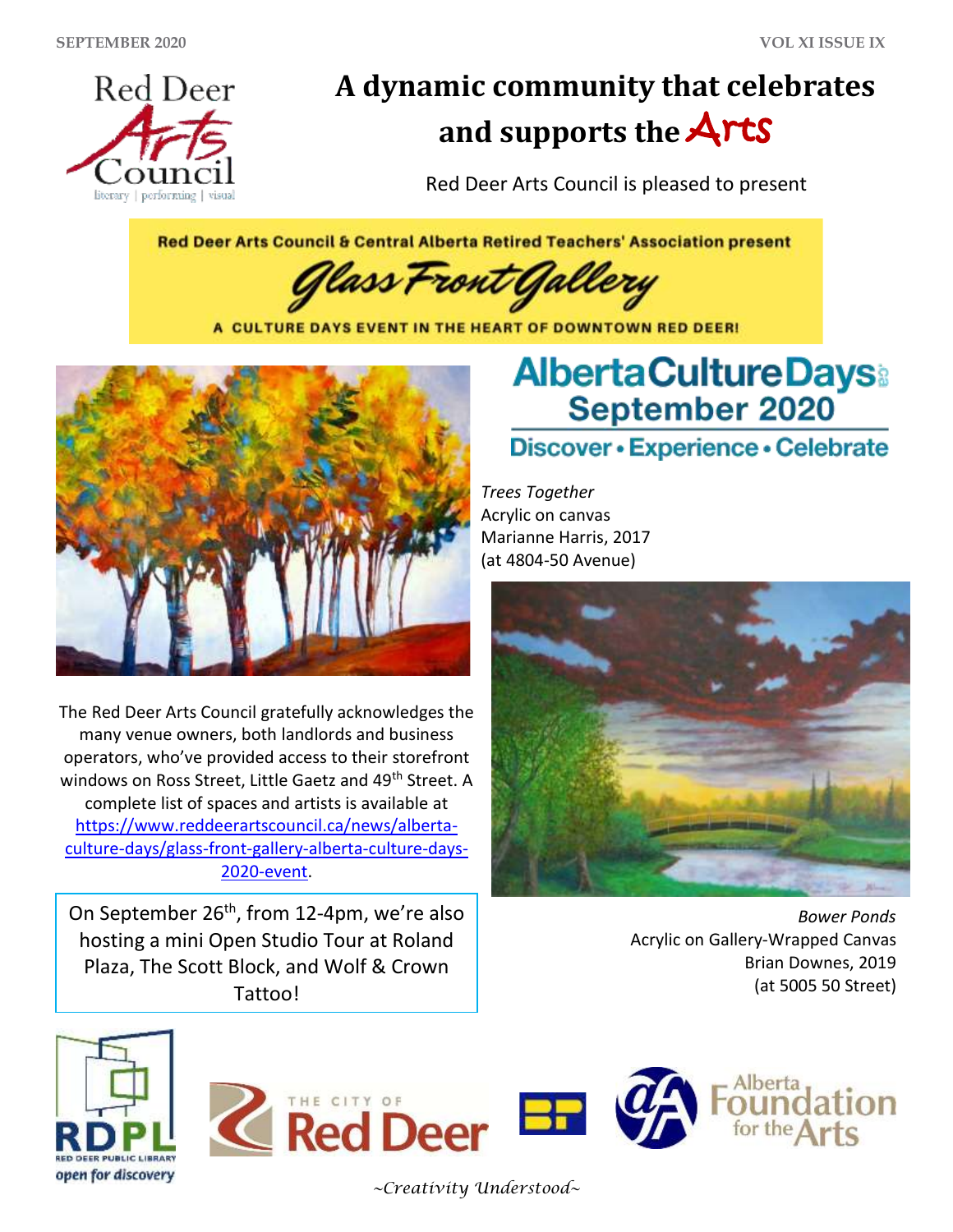# A dynamic community that celebrates and supports the Arts

Red Deer Arts Council is pleased to present

**Red Deer Arts Council & Central Alberta Retired Teachers' Association present**

## Glass Front Gallery

**A CULTURE DAYS EVENT IN THE HEART OF DOWNTOWN RED DEER!**

**Alberta Culture Days**
**September 2020**
**Discover • Experience • Celebrate**

*Trees Together*
Acrylic on canvas
Marianne Harris, 2017
(at 4804-50 Avenue)

The Red Deer Arts Council gratefully acknowledges the many venue owners, both landlords and business operators, who've provided access to their storefront windows on Ross Street, Little Gaetz and 49th Street. A complete list of spaces and artists is available at https://www.reddeerartscouncil.ca/news/alberta-culture-days/glass-front-gallery-alberta-culture-days-2020-event.

On September 26th, from 12-4pm, we're also hosting a mini Open Studio Tour at Roland Plaza, The Scott Block, and Wolf & Crown Tattoo!

*Bower Ponds*
Acrylic on Gallery-Wrapped Canvas
Brian Downes, 2019
(at 5005 50 Street)

~Creativity Understood~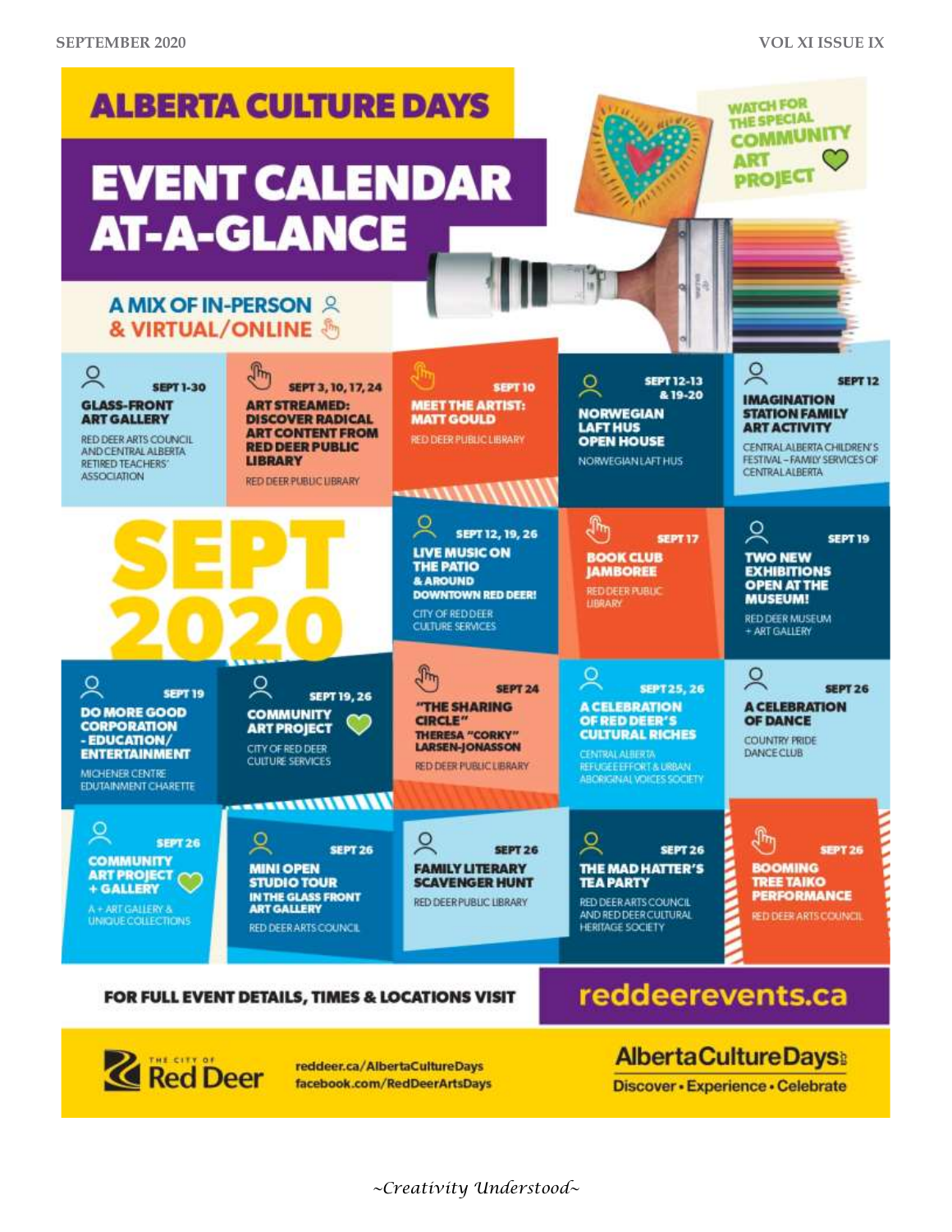# ALBERTA CULTURE DAYS

# EVENT CALENDAR AT-A-GLANCE

WATCH FOR THE SPECIAL COMMUNITY ART PROJECT

## A MIX OF IN-PERSON & VIRTUAL/ONLINE

**SEPT 1-30**
**GLASS-FRONT ART GALLERY**
RED DEER ARTS COUNCIL AND CENTRAL ALBERTA RETIRED TEACHERS' ASSOCIATION

**SEPT 3, 10, 17, 24**
**ART STREAMED: DISCOVER RADICAL ART CONTENT FROM RED DEER PUBLIC LIBRARY**
RED DEER PUBLIC LIBRARY

**SEPT 10**
**MEET THE ARTIST: MATT GOULD**
RED DEER PUBLIC LIBRARY

**SEPT 12-13 & 19-20**
**NORWEGIAN LAFT HUS OPEN HOUSE**
NORWEGIAN LAFT HUS

**SEPT 12**
**IMAGINATION STATION FAMILY ART ACTIVITY**
CENTRAL ALBERTA CHILDREN'S FESTIVAL – FAMILY SERVICES OF CENTRAL ALBERTA

**SEPT 2020**

**SEPT 12, 19, 26**
**LIVE MUSIC ON THE PATIO & AROUND DOWNTOWN RED DEER!**
CITY OF RED DEER CULTURE SERVICES

**SEPT 17**
**BOOK CLUB JAMBOREE**
RED DEER PUBLIC LIBRARY

**SEPT 19**
**TWO NEW EXHIBITIONS OPEN AT THE MUSEUM!**
RED DEER MUSEUM + ART GALLERY

**SEPT 19**
**DO MORE GOOD CORPORATION - EDUCATION/ ENTERTAINMENT**
MICHENER CENTRE EDUTAINMENT CHARETTE

**SEPT 19, 26**
**COMMUNITY ART PROJECT**
CITY OF RED DEER CULTURE SERVICES

**SEPT 24**
**"THE SHARING CIRCLE" THERESA "CORKY" LARSEN-JONASSON**
RED DEER PUBLIC LIBRARY

**SEPT 25, 26**
**A CELEBRATION OF RED DEER'S CULTURAL RICHES**
CENTRAL ALBERTA REFUGEE EFFORT & URBAN ABORIGINAL VOICES SOCIETY

**SEPT 26**
**A CELEBRATION OF DANCE**
COUNTRY PRIDE DANCE CLUB

**SEPT 26**
**COMMUNITY ART PROJECT + GALLERY**
A + ART GALLERY & UNIQUE COLLECTIONS

**SEPT 26**
**MINI OPEN STUDIO TOUR IN THE GLASS FRONT ART GALLERY**
RED DEER ARTS COUNCIL

**SEPT 26**
**FAMILY LITERARY SCAVENGER HUNT**
RED DEER PUBLIC LIBRARY

**SEPT 26**
**THE MAD HATTER'S TEA PARTY**
RED DEER ARTS COUNCIL AND RED DEER CULTURAL HERITAGE SOCIETY

**SEPT 26**
**BOOMING TREE TAIKO PERFORMANCE**
RED DEER ARTS COUNCIL

**FOR FULL EVENT DETAILS, TIMES & LOCATIONS VISIT reddeerevents.ca**

THE CITY OF Red Deer

reddeer.ca/AlbertaCultureDays
facebook.com/RedDeerArtsDays

AlbertaCultureDays
Discover • Experience • Celebrate

*~Creativity Understood~*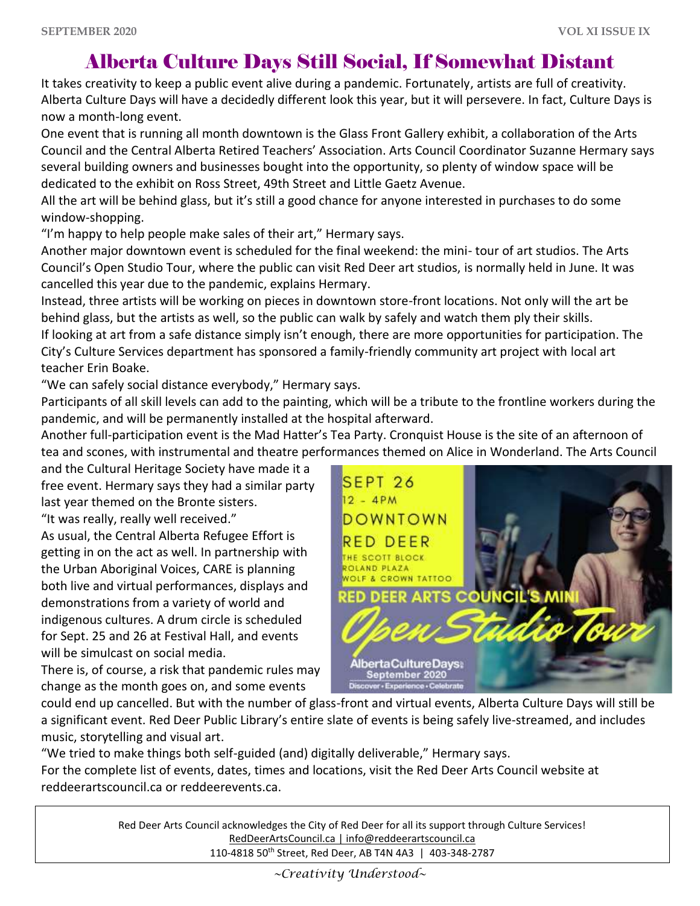# Alberta Culture Days Still Social, If Somewhat Distant

It takes creativity to keep a public event alive during a pandemic. Fortunately, artists are full of creativity. Alberta Culture Days will have a decidedly different look this year, but it will persevere. In fact, Culture Days is now a month-long event.

One event that is running all month downtown is the Glass Front Gallery exhibit, a collaboration of the Arts Council and the Central Alberta Retired Teachers' Association. Arts Council Coordinator Suzanne Hermary says several building owners and businesses bought into the opportunity, so plenty of window space will be dedicated to the exhibit on Ross Street, 49th Street and Little Gaetz Avenue.

All the art will be behind glass, but it's still a good chance for anyone interested in purchases to do some window-shopping.

"I'm happy to help people make sales of their art," Hermary says.

Another major downtown event is scheduled for the final weekend: the mini- tour of art studios. The Arts Council's Open Studio Tour, where the public can visit Red Deer art studios, is normally held in June. It was cancelled this year due to the pandemic, explains Hermary.

Instead, three artists will be working on pieces in downtown store-front locations. Not only will the art be behind glass, but the artists as well, so the public can walk by safely and watch them ply their skills.

If looking at art from a safe distance simply isn't enough, there are more opportunities for participation. The City's Culture Services department has sponsored a family-friendly community art project with local art teacher Erin Boake.

"We can safely social distance everybody," Hermary says.

Participants of all skill levels can add to the painting, which will be a tribute to the frontline workers during the pandemic, and will be permanently installed at the hospital afterward.

Another full-participation event is the Mad Hatter's Tea Party. Cronquist House is the site of an afternoon of tea and scones, with instrumental and theatre performances themed on Alice in Wonderland. The Arts Council and the Cultural Heritage Society have made it a free event. Hermary says they had a similar party last year themed on the Bronte sisters.

"It was really, really well received."

As usual, the Central Alberta Refugee Effort is getting in on the act as well. In partnership with the Urban Aboriginal Voices, CARE is planning both live and virtual performances, displays and demonstrations from a variety of world and indigenous cultures. A drum circle is scheduled for Sept. 25 and 26 at Festival Hall, and events will be simulcast on social media.

SEPT 26
12 - 4PM
DOWNTOWN
RED DEER
THE SCOTT BLOCK
ROLAND PLAZA
WOLF & CROWN TATTOO
RED DEER ARTS COUNCIL'S MINI
Open Studio Tour
AlbertaCultureDays
September 2020
Discover • Experience • Celebrate

There is, of course, a risk that pandemic rules may change as the month goes on, and some events could end up cancelled. But with the number of glass-front and virtual events, Alberta Culture Days will still be a significant event. Red Deer Public Library's entire slate of events is being safely live-streamed, and includes music, storytelling and visual art.

"We tried to make things both self-guided (and) digitally deliverable," Hermary says.

For the complete list of events, dates, times and locations, visit the Red Deer Arts Council website at reddeerartscouncil.ca or reddeerevents.ca.

Red Deer Arts Council acknowledges the City of Red Deer for all its support through Culture Services!
RedDeerArtsCouncil.ca | info@reddeerartscouncil.ca
110-4818 50th Street, Red Deer, AB T4N 4A3 | 403-348-2787

*~Creativity Understood~*